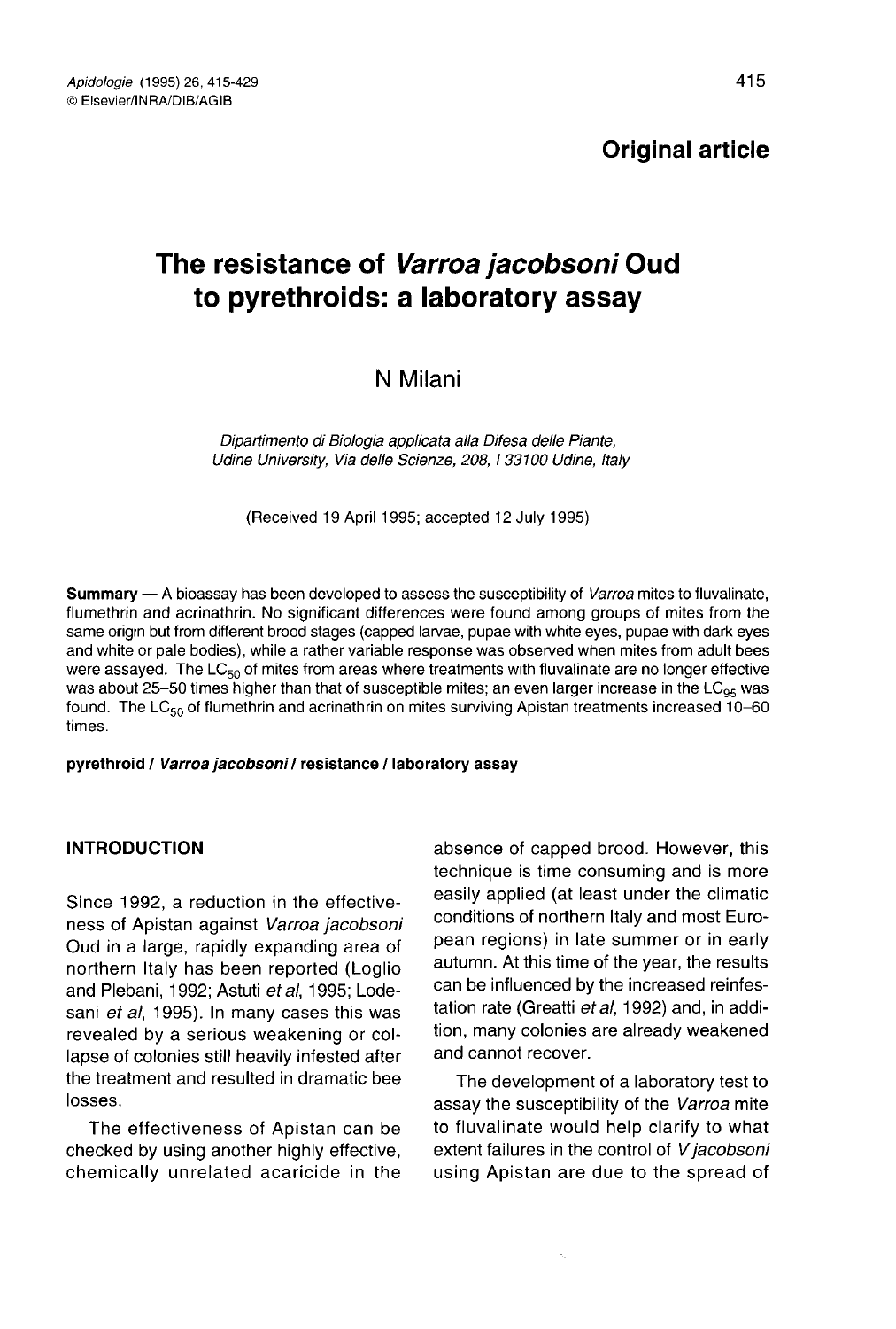**Original article**

# The resistance of *Varroa jacobsoni* Oud to pyrethroids: a laboratory assay

N Milani

*Dipartimento di Biologia applicata alla Difesa delle Piante, Udine University, Via delle Scienze, 208, I 33100 Udine, Italy*

(Received 19 April 1995; accepted 12 July 1995)

**Summary** — A bioassay has been developed to assess the susceptibility of *Varroa* mites to fluvalinate, flumethrin and acrinathrin. No significant differences were found among groups of mites from the same origin but from different brood stages (capped larvae, pupae with white eyes, pupae with dark eyes and white or pale bodies), while a rather variable response was observed when mites from adult bees were assayed. The $LC_{50}$ of mites from areas where treatments with fluvalinate are no longer effective was about 25–50 times higher than that of susceptible mites; an even larger increase in the $LC_{95}$ was found. The $LC_{50}$ of flumethrin and acrinathrin on mites surviving Apistan treatments increased 10–60 times.

**pyrethroid / *Varroa jacobsoni* / resistance / laboratory assay**

## INTRODUCTION

Since 1992, a reduction in the effectiveness of Apistan against *Varroa jacobsoni* Oud in a large, rapidly expanding area of northern Italy has been reported (Loglio and Plebani, 1992; Astuti *et al*, 1995; Lodesani *et al*, 1995). In many cases this was revealed by a serious weakening or collapse of colonies still heavily infested after the treatment and resulted in dramatic bee losses.

The effectiveness of Apistan can be checked by using another highly effective, chemically unrelated acaricide in the absence of capped brood. However, this technique is time consuming and is more easily applied (at least under the climatic conditions of northern Italy and most European regions) in late summer or in early autumn. At this time of the year, the results can be influenced by the increased reinfestation rate (Greatti *et al*, 1992) and, in addition, many colonies are already weakened and cannot recover.

The development of a laboratory test to assay the susceptibility of the *Varroa* mite to fluvalinate would help clarify to what extent failures in the control of *V jacobsoni* using Apistan are due to the spread of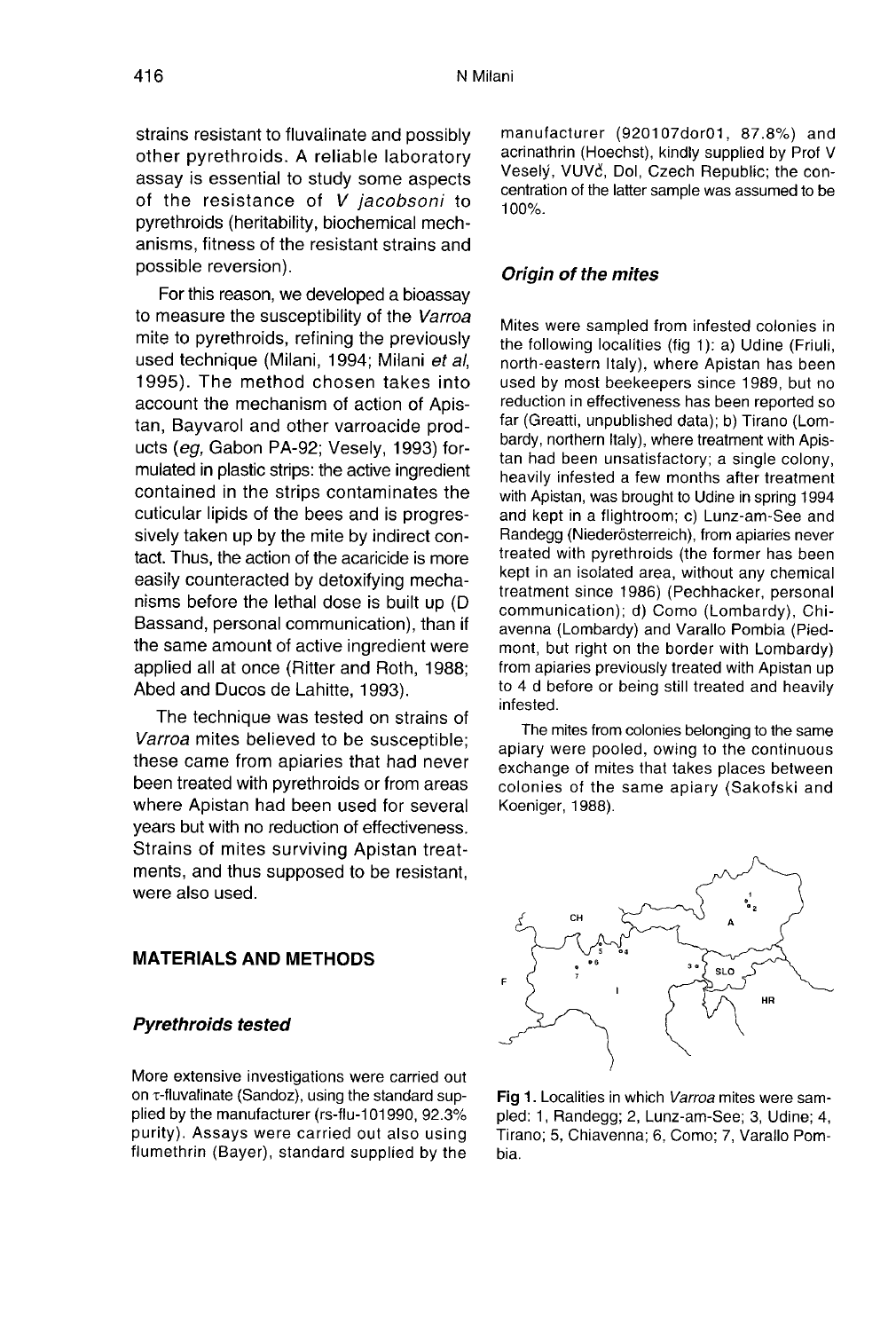strains resistant to fluvalinate and possibly other pyrethroids. A reliable laboratory assay is essential to study some aspects of the resistance of *V jacobsoni* to pyrethroids (heritability, biochemical mechanisms, fitness of the resistant strains and possible reversion).

For this reason, we developed a bioassay to measure the susceptibility of the *Varroa* mite to pyrethroids, refining the previously used technique (Milani, 1994; Milani *et al*, 1995). The method chosen takes into account the mechanism of action of Apistan, Bayvarol and other varroacide products (*eg*, Gabon PA-92; Vesely, 1993) formulated in plastic strips: the active ingredient contained in the strips contaminates the cuticular lipids of the bees and is progressively taken up by the mite by indirect contact. Thus, the action of the acaricide is more easily counteracted by detoxifying mechanisms before the lethal dose is built up (D Bassand, personal communication), than if the same amount of active ingredient were applied all at once (Ritter and Roth, 1988; Abed and Ducos de Lahitte, 1993).

The technique was tested on strains of *Varroa* mites believed to be susceptible; these came from apiaries that had never been treated with pyrethroids or from areas where Apistan had been used for several years but with no reduction of effectiveness. Strains of mites surviving Apistan treatments, and thus supposed to be resistant, were also used.

## MATERIALS AND METHODS

### Pyrethroids tested

More extensive investigations were carried out on τ-fluvalinate (Sandoz), using the standard supplied by the manufacturer (rs-flu-101990, 92.3% purity). Assays were carried out also using flumethrin (Bayer), standard supplied by the manufacturer (920107dor01, 87.8%) and acrinathrin (Hoechst), kindly supplied by Prof V Veselý, VUVč, Dol, Czech Republic; the concentration of the latter sample was assumed to be 100%.

### Origin of the mites

Mites were sampled from infested colonies in the following localities (fig 1): a) Udine (Friuli, north-eastern Italy), where Apistan has been used by most beekeepers since 1989, but no reduction in effectiveness has been reported so far (Greatti, unpublished data); b) Tirano (Lombardy, northern Italy), where treatment with Apistan had been unsatisfactory; a single colony, heavily infested a few months after treatment with Apistan, was brought to Udine in spring 1994 and kept in a flightroom; c) Lunz-am-See and Randegg (Niederösterreich), from apiaries never treated with pyrethroids (the former has been kept in an isolated area, without any chemical treatment since 1986) (Pechhacker, personal communication); d) Como (Lombardy), Chiavenna (Lombardy) and Varallo Pombia (Piedmont, but right on the border with Lombardy) from apiaries previously treated with Apistan up to 4 d before or being still treated and heavily infested.

The mites from colonies belonging to the same apiary were pooled, owing to the continuous exchange of mites that takes places between colonies of the same apiary (Sakofski and Koeniger, 1988).

**Fig 1.** Localities in which *Varroa* mites were sampled: 1, Randegg; 2, Lunz-am-See; 3, Udine; 4, Tirano; 5, Chiavenna; 6, Como; 7, Varallo Pombia.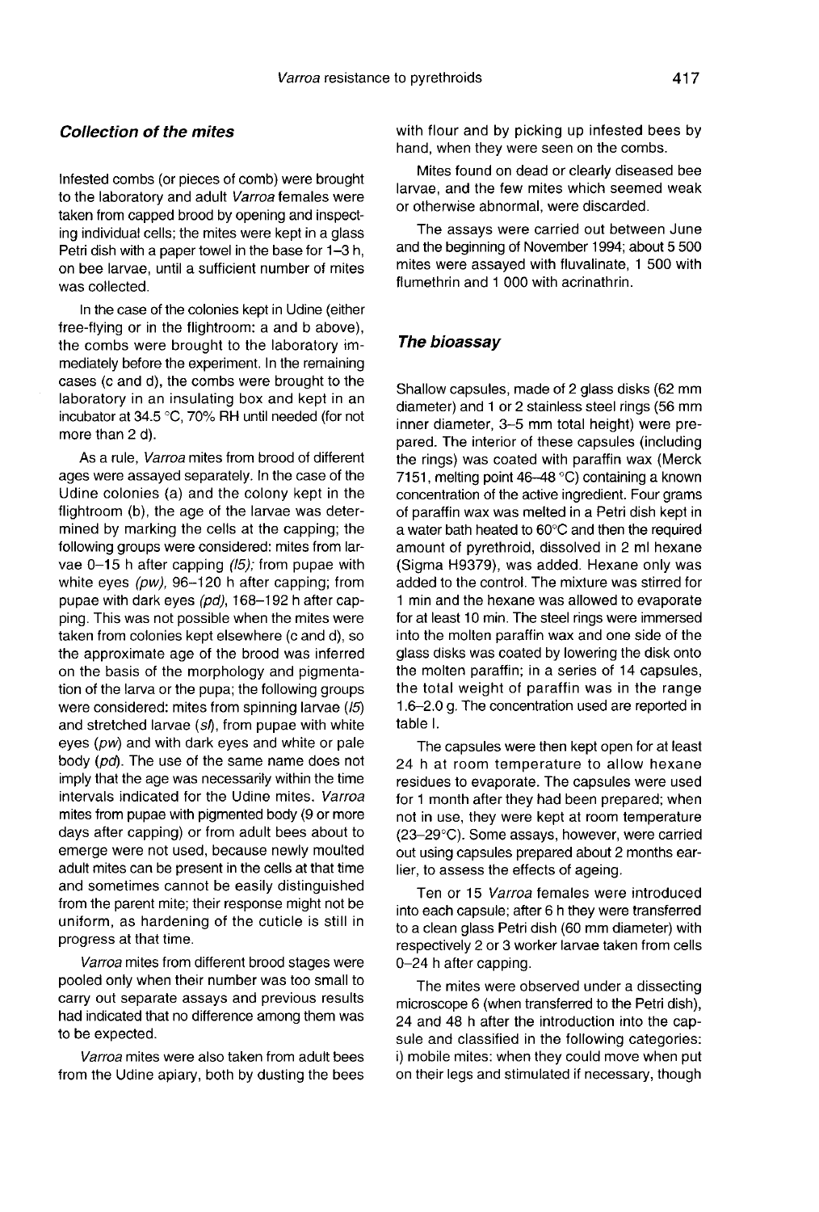### *Collection of the mites*

Infested combs (or pieces of comb) were brought to the laboratory and adult *Varroa* females were taken from capped brood by opening and inspecting individual cells; the mites were kept in a glass Petri dish with a paper towel in the base for 1–3 h, on bee larvae, until a sufficient number of mites was collected.

In the case of the colonies kept in Udine (either free-flying or in the flightroom: a and b above), the combs were brought to the laboratory immediately before the experiment. In the remaining cases (c and d), the combs were brought to the laboratory in an insulating box and kept in an incubator at 34.5 °C, 70% RH until needed (for not more than 2 d).

As a rule, *Varroa* mites from brood of different ages were assayed separately. In the case of the Udine colonies (a) and the colony kept in the flightroom (b), the age of the larvae was determined by marking the cells at the capping; the following groups were considered: mites from larvae 0–15 h after capping *(l5)*; from pupae with white eyes *(pw)*, 96–120 h after capping; from pupae with dark eyes *(pd)*, 168–192 h after capping. This was not possible when the mites were taken from colonies kept elsewhere (c and d), so the approximate age of the brood was inferred on the basis of the morphology and pigmentation of the larva or the pupa; the following groups were considered: mites from spinning larvae (*l5*) and stretched larvae (*sl*), from pupae with white eyes (*pw*) and with dark eyes and white or pale body (*pd*). The use of the same name does not imply that the age was necessarily within the time intervals indicated for the Udine mites. *Varroa* mites from pupae with pigmented body (9 or more days after capping) or from adult bees about to emerge were not used, because newly moulted adult mites can be present in the cells at that time and sometimes cannot be easily distinguished from the parent mite; their response might not be uniform, as hardening of the cuticle is still in progress at that time.

*Varroa* mites from different brood stages were pooled only when their number was too small to carry out separate assays and previous results had indicated that no difference among them was to be expected.

*Varroa* mites were also taken from adult bees from the Udine apiary, both by dusting the bees with flour and by picking up infested bees by hand, when they were seen on the combs.

Mites found on dead or clearly diseased bee larvae, and the few mites which seemed weak or otherwise abnormal, were discarded.

The assays were carried out between June and the beginning of November 1994; about 5 500 mites were assayed with fluvalinate, 1 500 with flumethrin and 1 000 with acrinathrin.

### *The bioassay*

Shallow capsules, made of 2 glass disks (62 mm diameter) and 1 or 2 stainless steel rings (56 mm inner diameter, 3–5 mm total height) were prepared. The interior of these capsules (including the rings) was coated with paraffin wax (Merck 7151, melting point 46–48 °C) containing a known concentration of the active ingredient. Four grams of paraffin wax was melted in a Petri dish kept in a water bath heated to 60°C and then the required amount of pyrethroid, dissolved in 2 ml hexane (Sigma H9379), was added. Hexane only was added to the control. The mixture was stirred for 1 min and the hexane was allowed to evaporate for at least 10 min. The steel rings were immersed into the molten paraffin wax and one side of the glass disks was coated by lowering the disk onto the molten paraffin; in a series of 14 capsules, the total weight of paraffin was in the range 1.6–2.0 g. The concentration used are reported in table I.

The capsules were then kept open for at least 24 h at room temperature to allow hexane residues to evaporate. The capsules were used for 1 month after they had been prepared; when not in use, they were kept at room temperature (23–29°C). Some assays, however, were carried out using capsules prepared about 2 months earlier, to assess the effects of ageing.

Ten or 15 *Varroa* females were introduced into each capsule; after 6 h they were transferred to a clean glass Petri dish (60 mm diameter) with respectively 2 or 3 worker larvae taken from cells 0–24 h after capping.

The mites were observed under a dissecting microscope 6 (when transferred to the Petri dish), 24 and 48 h after the introduction into the capsule and classified in the following categories: i) mobile mites: when they could move when put on their legs and stimulated if necessary, though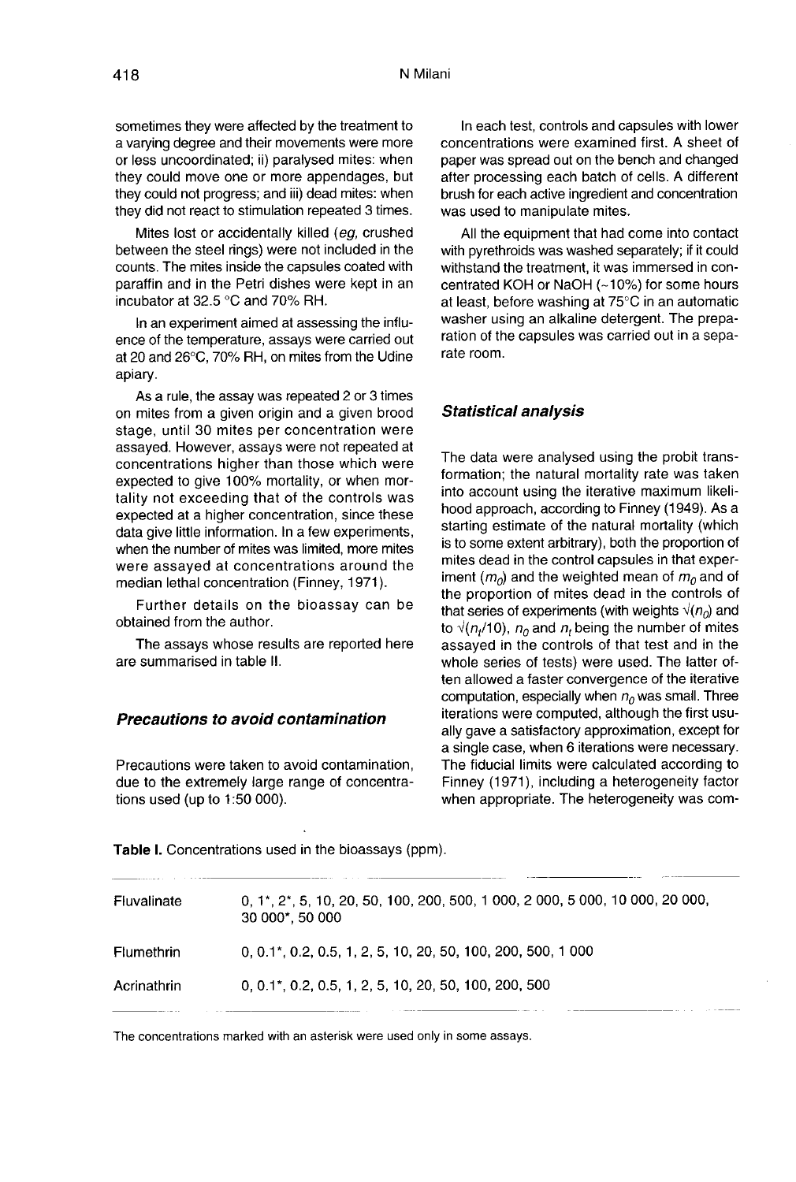sometimes they were affected by the treatment to a varying degree and their movements were more or less uncoordinated; ii) paralysed mites: when they could move one or more appendages, but they could not progress; and iii) dead mites: when they did not react to stimulation repeated 3 times.

Mites lost or accidentally killed (*eg*, crushed between the steel rings) were not included in the counts. The mites inside the capsules coated with paraffin and in the Petri dishes were kept in an incubator at 32.5 °C and 70% RH.

In an experiment aimed at assessing the influence of the temperature, assays were carried out at 20 and 26°C, 70% RH, on mites from the Udine apiary.

As a rule, the assay was repeated 2 or 3 times on mites from a given origin and a given brood stage, until 30 mites per concentration were assayed. However, assays were not repeated at concentrations higher than those which were expected to give 100% mortality, or when mortality not exceeding that of the controls was expected at a higher concentration, since these data give little information. In a few experiments, when the number of mites was limited, more mites were assayed at concentrations around the median lethal concentration (Finney, 1971).

Further details on the bioassay can be obtained from the author.

The assays whose results are reported here are summarised in table II.

### Precautions to avoid contamination

Precautions were taken to avoid contamination, due to the extremely large range of concentrations used (up to 1:50 000).

In each test, controls and capsules with lower concentrations were examined first. A sheet of paper was spread out on the bench and changed after processing each batch of cells. A different brush for each active ingredient and concentration was used to manipulate mites.

All the equipment that had come into contact with pyrethroids was washed separately; if it could withstand the treatment, it was immersed in concentrated KOH or NaOH (~10%) for some hours at least, before washing at 75°C in an automatic washer using an alkaline detergent. The preparation of the capsules was carried out in a separate room.

### Statistical analysis

The data were analysed using the probit transformation; the natural mortality rate was taken into account using the iterative maximum likelihood approach, according to Finney (1949). As a starting estimate of the natural mortality (which is to some extent arbitrary), both the proportion of mites dead in the control capsules in that experiment ($m_0$) and the weighted mean of $m_0$ and of the proportion of mites dead in the controls of that series of experiments (with weights $\sqrt{(n_0)}$ and to $\sqrt{(n_t/10)}$, $n_0$ and $n_t$ being the number of mites assayed in the controls of that test and in the whole series of tests) were used. The latter often allowed a faster convergence of the iterative computation, especially when $n_0$ was small. Three iterations were computed, although the first usually gave a satisfactory approximation, except for a single case, when 6 iterations were necessary. The fiducial limits were calculated according to Finney (1971), including a heterogeneity factor when appropriate. The heterogeneity was com-

**Table I.** Concentrations used in the bioassays (ppm).

| | |
|---|---|
| Fluvalinate | 0, 1*, 2*, 5, 10, 20, 50, 100, 200, 500, 1 000, 2 000, 5 000, 10 000, 20 000, 30 000*, 50 000 |
| Flumethrin | 0, 0.1*, 0.2, 0.5, 1, 2, 5, 10, 20, 50, 100, 200, 500, 1 000 |
| Acrinathrin | 0, 0.1*, 0.2, 0.5, 1, 2, 5, 10, 20, 50, 100, 200, 500 |

The concentrations marked with an asterisk were used only in some assays.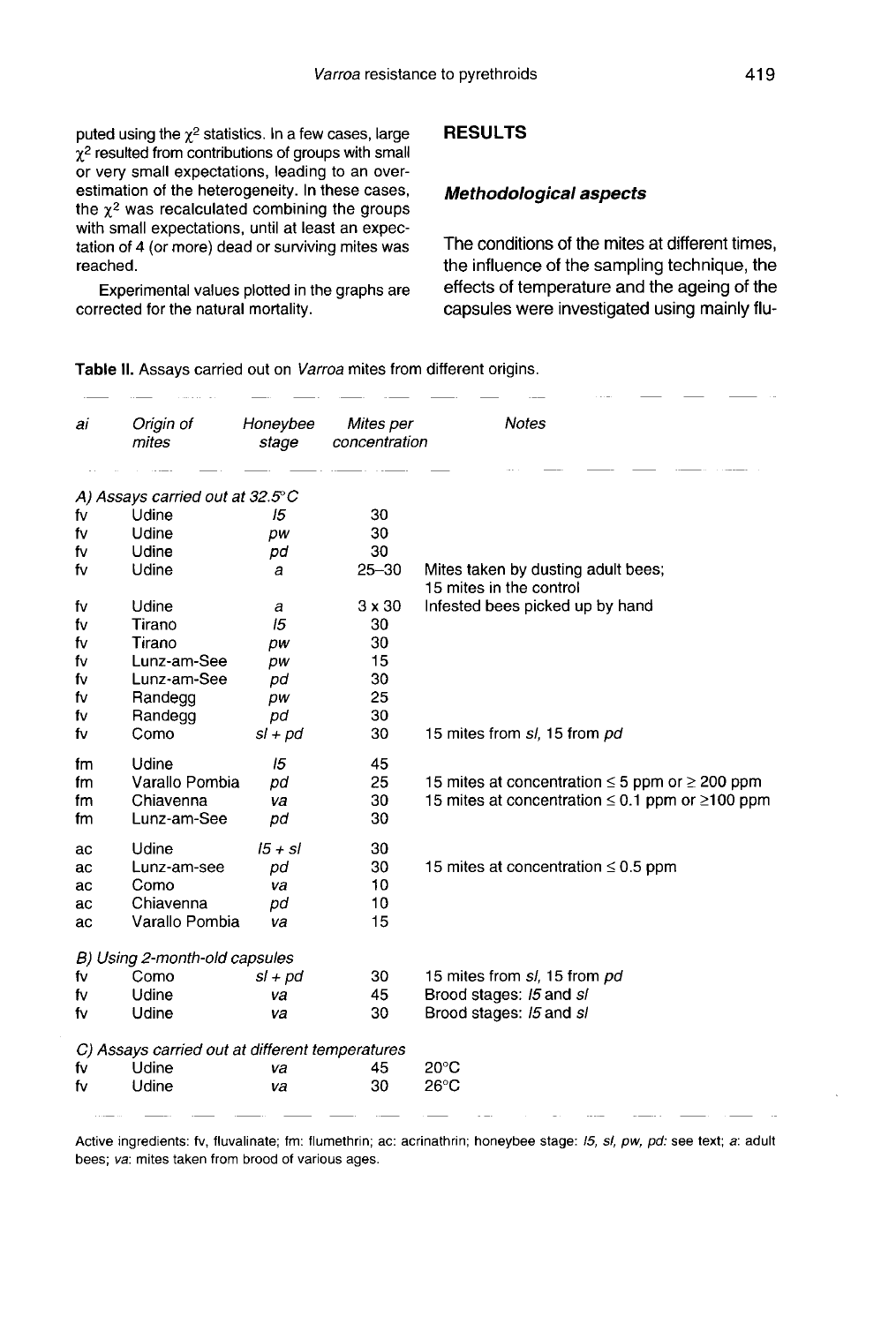puted using the $\chi^2$ statistics. In a few cases, large $\chi^2$ resulted from contributions of groups with small or very small expectations, leading to an overestimation of the heterogeneity. In these cases, the $\chi^2$ was recalculated combining the groups with small expectations, until at least an expectation of 4 (or more) dead or surviving mites was reached.

Experimental values plotted in the graphs are corrected for the natural mortality.

## RESULTS

### *Methodological aspects*

The conditions of the mites at different times, the influence of the sampling technique, the effects of temperature and the ageing of the capsules were investigated using mainly flu-

**Table II.** Assays carried out on *Varroa* mites from different origins.

| *ai* | *Origin of mites* | *Honeybee stage* | *Mites per concentration* | *Notes* |
|---|---|---|---|---|
| *A) Assays carried out at 32.5°C* | | | | |
| fv | Udine | *l5* | 30 | |
| fv | Udine | *pw* | 30 | |
| fv | Udine | *pd* | 30 | |
| fv | Udine | *a* | 25–30 | Mites taken by dusting adult bees; 15 mites in the control |
| fv | Udine | *a* | 3 x 30 | Infested bees picked up by hand |
| fv | Tirano | *l5* | 30 | |
| fv | Tirano | *pw* | 30 | |
| fv | Lunz-am-See | *pw* | 15 | |
| fv | Lunz-am-See | *pd* | 30 | |
| fv | Randegg | *pw* | 25 | |
| fv | Randegg | *pd* | 30 | |
| fv | Como | *sl + pd* | 30 | 15 mites from *sl*, 15 from *pd* |
| fm | Udine | *l5* | 45 | |
| fm | Varallo Pombia | *pd* | 25 | 15 mites at concentration ≤ 5 ppm or ≥ 200 ppm |
| fm | Chiavenna | *va* | 30 | 15 mites at concentration ≤ 0.1 ppm or ≥100 ppm |
| fm | Lunz-am-See | *pd* | 30 | |
| ac | Udine | *l5 + sl* | 30 | |
| ac | Lunz-am-see | *pd* | 30 | 15 mites at concentration ≤ 0.5 ppm |
| ac | Como | *va* | 10 | |
| ac | Chiavenna | *pd* | 10 | |
| ac | Varallo Pombia | *va* | 15 | |
| *B) Using 2-month-old capsules* | | | | |
| fv | Como | *sl + pd* | 30 | 15 mites from *sl*, 15 from *pd* |
| fv | Udine | *va* | 45 | Brood stages: *l5* and *sl* |
| fv | Udine | *va* | 30 | Brood stages: *l5* and *sl* |
| *C) Assays carried out at different temperatures* | | | | |
| fv | Udine | *va* | 45 | 20°C |
| fv | Udine | *va* | 30 | 26°C |

Active ingredients: fv, fluvalinate; fm: flumethrin; ac: acrinathrin; honeybee stage: *l5, sl, pw, pd*: see text; *a*: adult bees; *va*: mites taken from brood of various ages.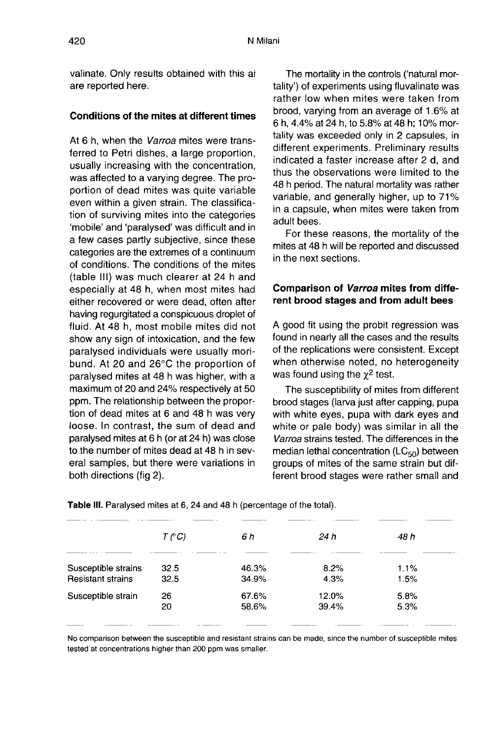valinate. Only results obtained with this ai are reported here.

### Conditions of the mites at different times

At 6 h, when the *Varroa* mites were transferred to Petri dishes, a large proportion, usually increasing with the concentration, was affected to a varying degree. The proportion of dead mites was quite variable even within a given strain. The classification of surviving mites into the categories 'mobile' and 'paralysed' was difficult and in a few cases partly subjective, since these categories are the extremes of a continuum of conditions. The conditions of the mites (table III) was much clearer at 24 h and especially at 48 h, when most mites had either recovered or were dead, often after having regurgitated a conspicuous droplet of fluid. At 48 h, most mobile mites did not show any sign of intoxication, and the few paralysed individuals were usually moribund. At 20 and 26°C the proportion of paralysed mites at 48 h was higher, with a maximum of 20 and 24% respectively at 50 ppm. The relationship between the proportion of dead mites at 6 and 48 h was very loose. In contrast, the sum of dead and paralysed mites at 6 h (or at 24 h) was close to the number of mites dead at 48 h in several samples, but there were variations in both directions (fig 2).

The mortality in the controls ('natural mortality') of experiments using fluvalinate was rather low when mites were taken from brood, varying from an average of 1.6% at 6 h, 4.4% at 24 h, to 5.8% at 48 h; 10% mortality was exceeded only in 2 capsules, in different experiments. Preliminary results indicated a faster increase after 2 d, and thus the observations were limited to the 48 h period. The natural mortality was rather variable, and generally higher, up to 71% in a capsule, when mites were taken from adult bees.

For these reasons, the mortality of the mites at 48 h will be reported and discussed in the next sections.

### Comparison of *Varroa* mites from different brood stages and from adult bees

A good fit using the probit regression was found in nearly all the cases and the results of the replications were consistent. Except when otherwise noted, no heterogeneity was found using the $\chi^2$ test.

The susceptibility of mites from different brood stages (larva just after capping, pupa with white eyes, pupa with dark eyes and white or pale body) was similar in all the *Varroa* strains tested. The differences in the median lethal concentration ($LC_{50}$) between groups of mites of the same strain but different brood stages were rather small and

**Table III.** Paralysed mites at 6, 24 and 48 h (percentage of the total).

| | *T* (°C) | *6 h* | *24 h* | *48 h* |
|---|---|---|---|---|
| Susceptible strains | 32.5 | 46.3% | 8.2% | 1.1% |
| Resistant strains | 32.5 | 34.9% | 4.3% | 1.5% |
| Susceptible strain | 26 | 67.6% | 12.0% | 5.8% |
| | 20 | 58.6% | 39.4% | 5.3% |

No comparison between the susceptible and resistant strains can be made, since the number of susceptible mites tested at concentrations higher than 200 ppm was smaller.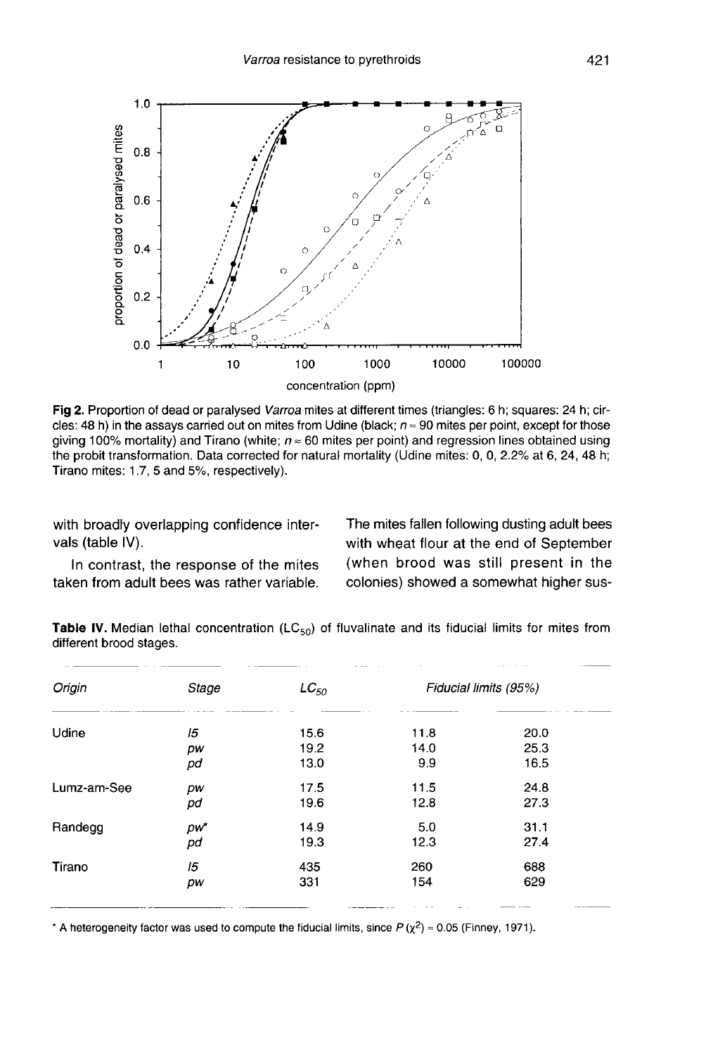Fig 2. Proportion of dead or paralysed *Varroa* mites at different times (triangles: 6 h; squares: 24 h; circles: 48 h) in the assays carried out on mites from Udine (black; $n \approx 90$ mites per point, except for those giving 100% mortality) and Tirano (white; $n \approx 60$ mites per point) and regression lines obtained using the probit transformation. Data corrected for natural mortality (Udine mites: 0, 0, 2.2% at 6, 24, 48 h; Tirano mites: 1.7, 5 and 5%, respectively).

with broadly overlapping confidence intervals (table IV).

In contrast, the response of the mites taken from adult bees was rather variable. The mites fallen following dusting adult bees with wheat flour at the end of September (when brood was still present in the colonies) showed a somewhat higher sus-

**Table IV.** Median lethal concentration ($LC_{50}$) of fluvalinate and its fiducial limits for mites from different brood stages.

| Origin | Stage | $LC_{50}$ | Fiducial limits (95%) | |
|---|---|---|---|---|
| Udine | *l5* | 15.6 | 11.8 | 20.0 |
| | *pw* | 19.2 | 14.0 | 25.3 |
| | *pd* | 13.0 | 9.9 | 16.5 |
| Lumz-am-See | *pw* | 17.5 | 11.5 | 24.8 |
| | *pd* | 19.6 | 12.8 | 27.3 |
| Randegg | *pw** | 14.9 | 5.0 | 31.1 |
| | *pd* | 19.3 | 12.3 | 27.4 |
| Tirano | *l5* | 435 | 260 | 688 |
| | *pw* | 331 | 154 | 629 |

\* A heterogeneity factor was used to compute the fiducial limits, since $P(\chi^2) \approx 0.05$ (Finney, 1971).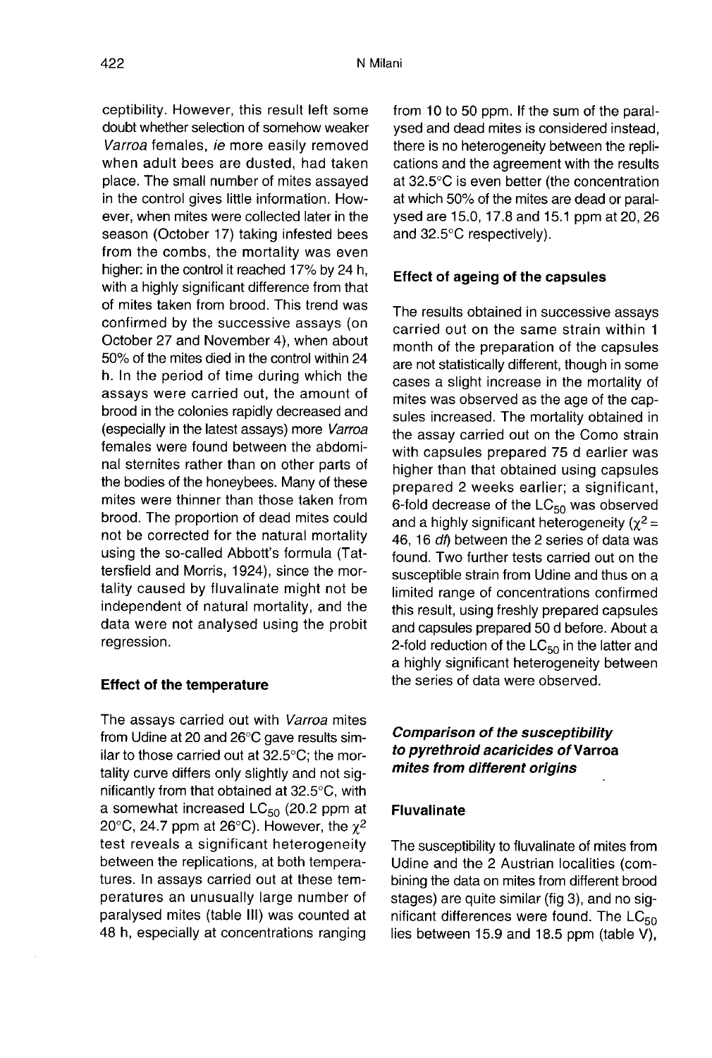ceptibility. However, this result left some doubt whether selection of somehow weaker *Varroa* females, *ie* more easily removed when adult bees are dusted, had taken place. The small number of mites assayed in the control gives little information. However, when mites were collected later in the season (October 17) taking infested bees from the combs, the mortality was even higher: in the control it reached 17% by 24 h, with a highly significant difference from that of mites taken from brood. This trend was confirmed by the successive assays (on October 27 and November 4), when about 50% of the mites died in the control within 24 h. In the period of time during which the assays were carried out, the amount of brood in the colonies rapidly decreased and (especially in the latest assays) more *Varroa* females were found between the abdominal sternites rather than on other parts of the bodies of the honeybees. Many of these mites were thinner than those taken from brood. The proportion of dead mites could not be corrected for the natural mortality using the so-called Abbott's formula (Tattersfield and Morris, 1924), since the mortality caused by fluvalinate might not be independent of natural mortality, and the data were not analysed using the probit regression.

### Effect of the temperature

The assays carried out with *Varroa* mites from Udine at 20 and 26°C gave results similar to those carried out at 32.5°C; the mortality curve differs only slightly and not significantly from that obtained at 32.5°C, with a somewhat increased $LC_{50}$ (20.2 ppm at 20°C, 24.7 ppm at 26°C). However, the $\chi^2$ test reveals a significant heterogeneity between the replications, at both temperatures. In assays carried out at these temperatures an unusually large number of paralysed mites (table III) was counted at 48 h, especially at concentrations ranging from 10 to 50 ppm. If the sum of the paralysed and dead mites is considered instead, there is no heterogeneity between the replications and the agreement with the results at 32.5°C is even better (the concentration at which 50% of the mites are dead or paralysed are 15.0, 17.8 and 15.1 ppm at 20, 26 and 32.5°C respectively).

### Effect of ageing of the capsules

The results obtained in successive assays carried out on the same strain within 1 month of the preparation of the capsules are not statistically different, though in some cases a slight increase in the mortality of mites was observed as the age of the capsules increased. The mortality obtained in the assay carried out on the Como strain with capsules prepared 75 d earlier was higher than that obtained using capsules prepared 2 weeks earlier; a significant, 6-fold decrease of the $LC_{50}$ was observed and a highly significant heterogeneity ($\chi^2$ = 46, 16 *df*) between the 2 series of data was found. Two further tests carried out on the susceptible strain from Udine and thus on a limited range of concentrations confirmed this result, using freshly prepared capsules and capsules prepared 50 d before. About a 2-fold reduction of the $LC_{50}$ in the latter and a highly significant heterogeneity between the series of data were observed.

## *Comparison of the susceptibility to pyrethroid acaricides of* Varroa *mites from different origins*

### Fluvalinate

The susceptibility to fluvalinate of mites from Udine and the 2 Austrian localities (combining the data on mites from different brood stages) are quite similar (fig 3), and no significant differences were found. The $LC_{50}$ lies between 15.9 and 18.5 ppm (table V),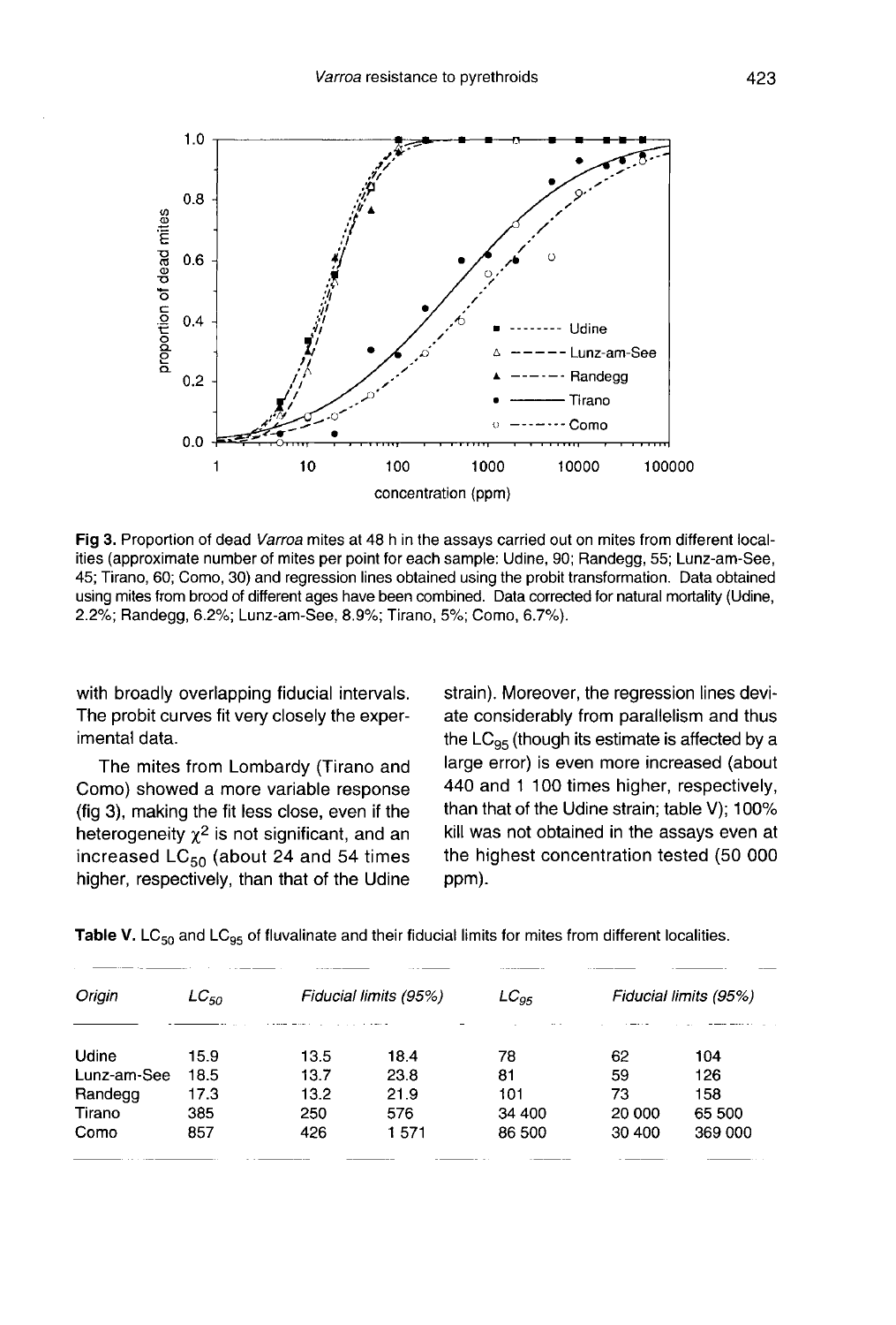Fig 3. Proportion of dead *Varroa* mites at 48 h in the assays carried out on mites from different localities (approximate number of mites per point for each sample: Udine, 90; Randegg, 55; Lunz-am-See, 45; Tirano, 60; Como, 30) and regression lines obtained using the probit transformation. Data obtained using mites from brood of different ages have been combined. Data corrected for natural mortality (Udine, 2.2%; Randegg, 6.2%; Lunz-am-See, 8.9%; Tirano, 5%; Como, 6.7%).

with broadly overlapping fiducial intervals. The probit curves fit very closely the experimental data.

The mites from Lombardy (Tirano and Como) showed a more variable response (fig 3), making the fit less close, even if the heterogeneity $\chi^2$ is not significant, and an increased $LC_{50}$ (about 24 and 54 times higher, respectively, than that of the Udine strain). Moreover, the regression lines deviate considerably from parallelism and thus the $LC_{95}$ (though its estimate is affected by a large error) is even more increased (about 440 and 1 100 times higher, respectively, than that of the Udine strain; table V); 100% kill was not obtained in the assays even at the highest concentration tested (50 000 ppm).

**Table V.** $LC_{50}$ and $LC_{95}$ of fluvalinate and their fiducial limits for mites from different localities.

| *Origin* | $LC_{50}$ | *Fiducial limits (95%)* | | $LC_{95}$ | *Fiducial limits (95%)* | |
|---|---|---|---|---|---|---|
| Udine | 15.9 | 13.5 | 18.4 | 78 | 62 | 104 |
| Lunz-am-See | 18.5 | 13.7 | 23.8 | 81 | 59 | 126 |
| Randegg | 17.3 | 13.2 | 21.9 | 101 | 73 | 158 |
| Tirano | 385 | 250 | 576 | 34 400 | 20 000 | 65 500 |
| Como | 857 | 426 | 1 571 | 86 500 | 30 400 | 369 000 |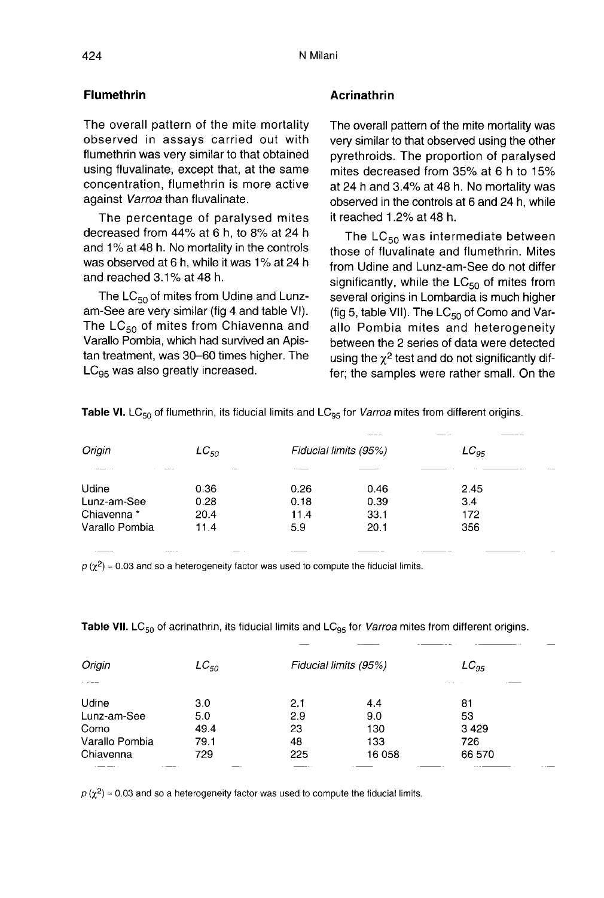### Flumethrin

The overall pattern of the mite mortality observed in assays carried out with flumethrin was very similar to that obtained using fluvalinate, except that, at the same concentration, flumethrin is more active against *Varroa* than fluvalinate.

The percentage of paralysed mites decreased from 44% at 6 h, to 8% at 24 h and 1% at 48 h. No mortality in the controls was observed at 6 h, while it was 1% at 24 h and reached 3.1% at 48 h.

The $LC_{50}$ of mites from Udine and Lunz-am-See are very similar (fig 4 and table VI). The $LC_{50}$ of mites from Chiavenna and Varallo Pombia, which had survived an Apistan treatment, was 30–60 times higher. The $LC_{95}$ was also greatly increased.

### Acrinathrin

The overall pattern of the mite mortality was very similar to that observed using the other pyrethroids. The proportion of paralysed mites decreased from 35% at 6 h to 15% at 24 h and 3.4% at 48 h. No mortality was observed in the controls at 6 and 24 h, while it reached 1.2% at 48 h.

The $LC_{50}$ was intermediate between those of fluvalinate and flumethrin. Mites from Udine and Lunz-am-See do not differ significantly, while the $LC_{50}$ of mites from several origins in Lombardia is much higher (fig 5, table VII). The $LC_{50}$ of Como and Varallo Pombia mites and heterogeneity between the 2 series of data were detected using the $\chi^2$ test and do not significantly differ; the samples were rather small. On the

**Table VI.** $LC_{50}$ of flumethrin, its fiducial limits and $LC_{95}$ for *Varroa* mites from different origins.

| *Origin* | $LC_{50}$ | *Fiducial limits (95%)* | | $LC_{95}$ |
|---|---|---|---|---|
| Udine | 0.36 | 0.26 | 0.46 | 2.45 |
| Lunz-am-See | 0.28 | 0.18 | 0.39 | 3.4 |
| Chiavenna * | 20.4 | 11.4 | 33.1 | 172 |
| Varallo Pombia | 11.4 | 5.9 | 20.1 | 356 |

$p(\chi^2) \approx 0.03$ and so a heterogeneity factor was used to compute the fiducial limits.

**Table VII.** $LC_{50}$ of acrinathrin, its fiducial limits and $LC_{95}$ for *Varroa* mites from different origins.

| *Origin* | $LC_{50}$ | *Fiducial limits (95%)* | | $LC_{95}$ |
|---|---|---|---|---|
| Udine | 3.0 | 2.1 | 4.4 | 81 |
| Lunz-am-See | 5.0 | 2.9 | 9.0 | 53 |
| Como | 49.4 | 23 | 130 | 3 429 |
| Varallo Pombia | 79.1 | 48 | 133 | 726 |
| Chiavenna | 729 | 225 | 16 058 | 66 570 |

$p(\chi^2) \approx 0.03$ and so a heterogeneity factor was used to compute the fiducial limits.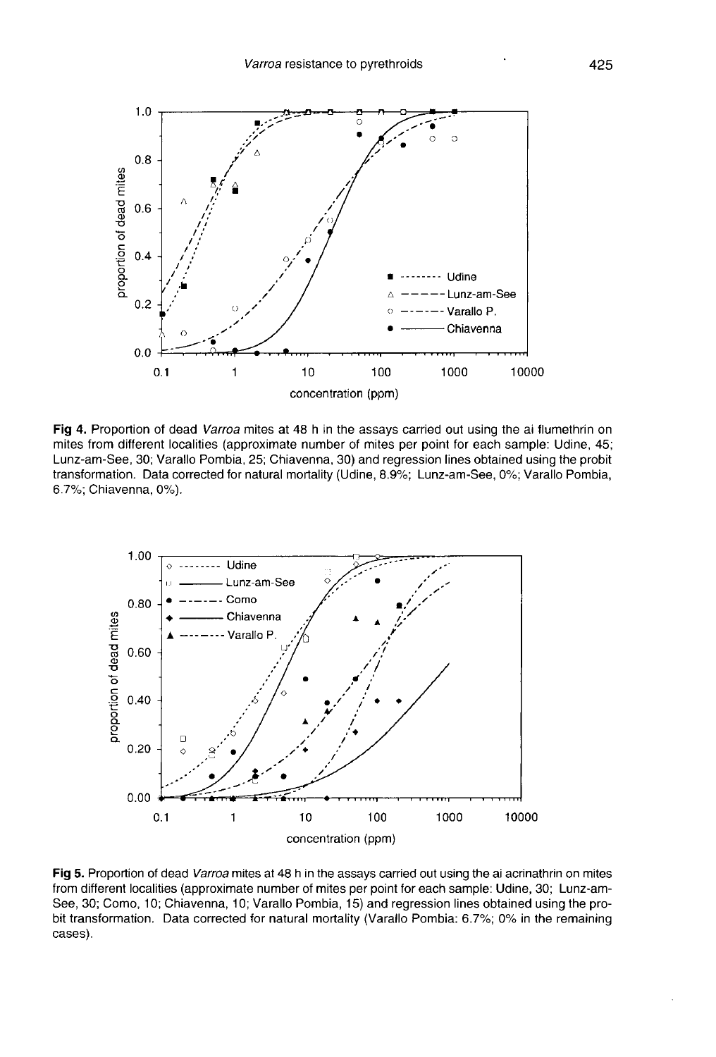Fig 4. Proportion of dead *Varroa* mites at 48 h in the assays carried out using the ai flumethrin on mites from different localities (approximate number of mites per point for each sample: Udine, 45; Lunz-am-See, 30; Varallo Pombia, 25; Chiavenna, 30) and regression lines obtained using the probit transformation. Data corrected for natural mortality (Udine, 8.9%; Lunz-am-See, 0%; Varallo Pombia, 6.7%; Chiavenna, 0%).

Fig 5. Proportion of dead *Varroa* mites at 48 h in the assays carried out using the ai acrinathrin on mites from different localities (approximate number of mites per point for each sample: Udine, 30; Lunz-am-See, 30; Como, 10; Chiavenna, 10; Varallo Pombia, 15) and regression lines obtained using the probit transformation. Data corrected for natural mortality (Varallo Pombia: 6.7%; 0% in the remaining cases).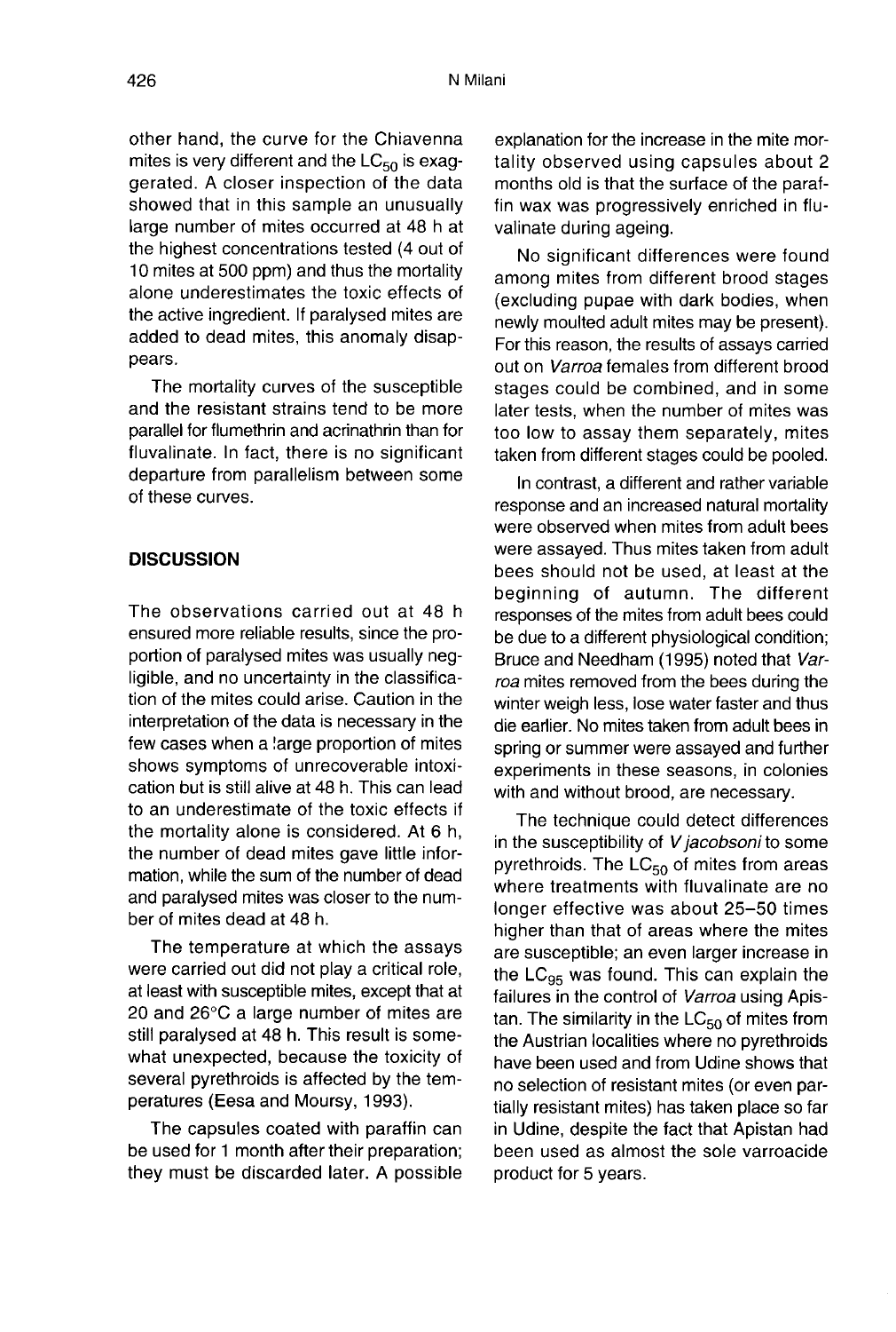other hand, the curve for the Chiavenna mites is very different and the $LC_{50}$ is exaggerated. A closer inspection of the data showed that in this sample an unusually large number of mites occurred at 48 h at the highest concentrations tested (4 out of 10 mites at 500 ppm) and thus the mortality alone underestimates the toxic effects of the active ingredient. If paralysed mites are added to dead mites, this anomaly disappears.

The mortality curves of the susceptible and the resistant strains tend to be more parallel for flumethrin and acrinathrin than for fluvalinate. In fact, there is no significant departure from parallelism between some of these curves.

## DISCUSSION

The observations carried out at 48 h ensured more reliable results, since the proportion of paralysed mites was usually negligible, and no uncertainty in the classification of the mites could arise. Caution in the interpretation of the data is necessary in the few cases when a large proportion of mites shows symptoms of unrecoverable intoxication but is still alive at 48 h. This can lead to an underestimate of the toxic effects if the mortality alone is considered. At 6 h, the number of dead mites gave little information, while the sum of the number of dead and paralysed mites was closer to the number of mites dead at 48 h.

The temperature at which the assays were carried out did not play a critical role, at least with susceptible mites, except that at 20 and 26°C a large number of mites are still paralysed at 48 h. This result is somewhat unexpected, because the toxicity of several pyrethroids is affected by the temperatures (Eesa and Moursy, 1993).

The capsules coated with paraffin can be used for 1 month after their preparation; they must be discarded later. A possible explanation for the increase in the mite mortality observed using capsules about 2 months old is that the surface of the paraffin wax was progressively enriched in fluvalinate during ageing.

No significant differences were found among mites from different brood stages (excluding pupae with dark bodies, when newly moulted adult mites may be present). For this reason, the results of assays carried out on *Varroa* females from different brood stages could be combined, and in some later tests, when the number of mites was too low to assay them separately, mites taken from different stages could be pooled.

In contrast, a different and rather variable response and an increased natural mortality were observed when mites from adult bees were assayed. Thus mites taken from adult bees should not be used, at least at the beginning of autumn. The different responses of the mites from adult bees could be due to a different physiological condition; Bruce and Needham (1995) noted that *Varroa* mites removed from the bees during the winter weigh less, lose water faster and thus die earlier. No mites taken from adult bees in spring or summer were assayed and further experiments in these seasons, in colonies with and without brood, are necessary.

The technique could detect differences in the susceptibility of *V jacobsoni* to some pyrethroids. The $LC_{50}$ of mites from areas where treatments with fluvalinate are no longer effective was about 25–50 times higher than that of areas where the mites are susceptible; an even larger increase in the $LC_{95}$ was found. This can explain the failures in the control of *Varroa* using Apistan. The similarity in the $LC_{50}$ of mites from the Austrian localities where no pyrethroids have been used and from Udine shows that no selection of resistant mites (or even partially resistant mites) has taken place so far in Udine, despite the fact that Apistan had been used as almost the sole varroacide product for 5 years.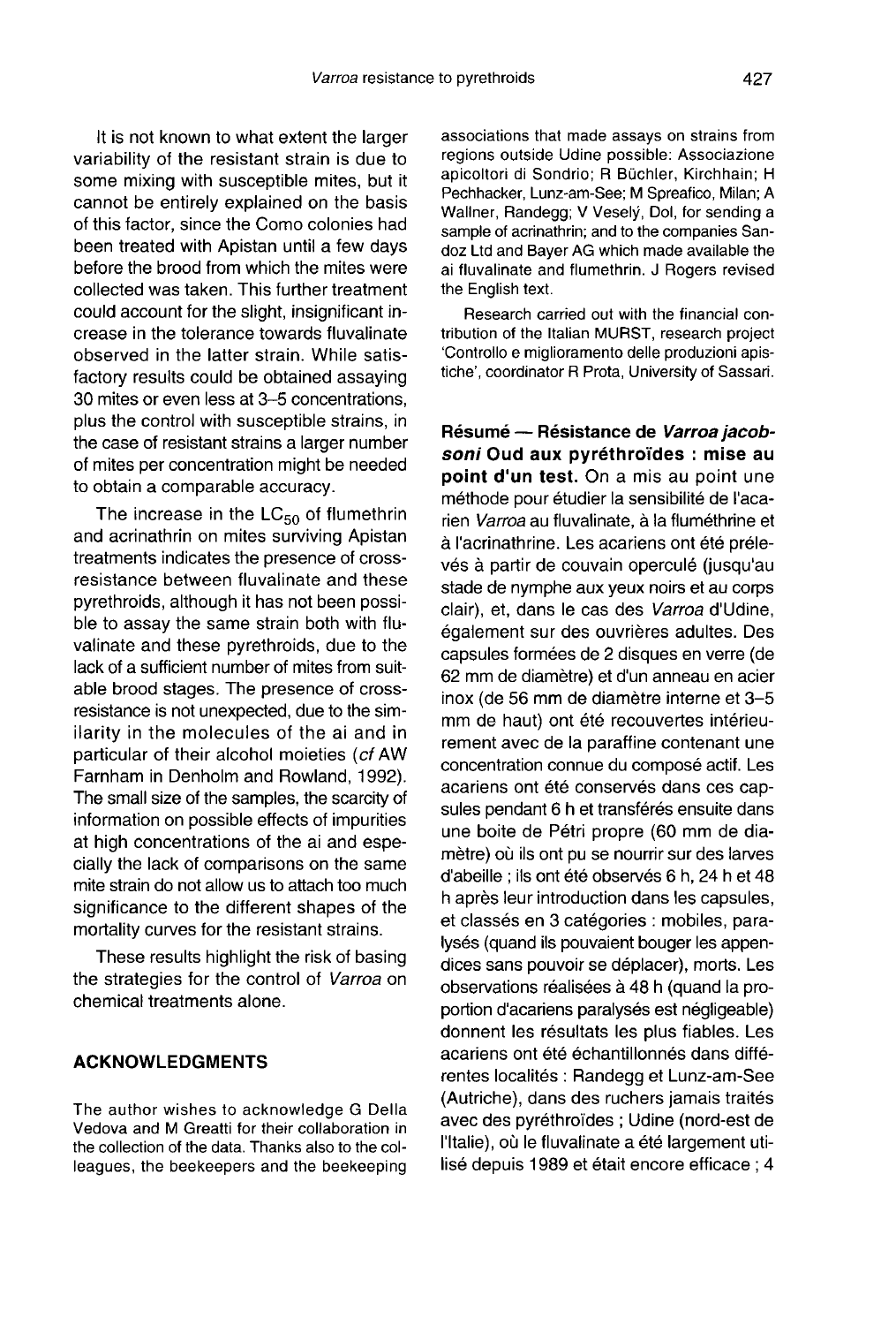It is not known to what extent the larger variability of the resistant strain is due to some mixing with susceptible mites, but it cannot be entirely explained on the basis of this factor, since the Como colonies had been treated with Apistan until a few days before the brood from which the mites were collected was taken. This further treatment could account for the slight, insignificant increase in the tolerance towards fluvalinate observed in the latter strain. While satisfactory results could be obtained assaying 30 mites or even less at 3–5 concentrations, plus the control with susceptible strains, in the case of resistant strains a larger number of mites per concentration might be needed to obtain a comparable accuracy.

The increase in the $LC_{50}$ of flumethrin and acrinathrin on mites surviving Apistan treatments indicates the presence of cross-resistance between fluvalinate and these pyrethroids, although it has not been possible to assay the same strain both with fluvalinate and these pyrethroids, due to the lack of a sufficient number of mites from suitable brood stages. The presence of cross-resistance is not unexpected, due to the similarity in the molecules of the ai and in particular of their alcohol moieties (*cf* AW Farnham in Denholm and Rowland, 1992). The small size of the samples, the scarcity of information on possible effects of impurities at high concentrations of the ai and especially the lack of comparisons on the same mite strain do not allow us to attach too much significance to the different shapes of the mortality curves for the resistant strains.

These results highlight the risk of basing the strategies for the control of *Varroa* on chemical treatments alone.

## ACKNOWLEDGMENTS

The author wishes to acknowledge G Della Vedova and M Greatti for their collaboration in the collection of the data. Thanks also to the colleagues, the beekeepers and the beekeeping associations that made assays on strains from regions outside Udine possible: Associazione apicoltori di Sondrio; R Büchler, Kirchhain; H Pechhacker, Lunz-am-See; M Spreafico, Milan; A Wallner, Randegg; V Veselý, Dol, for sending a sample of acrinathrin; and to the companies Sandoz Ltd and Bayer AG which made available the ai fluvalinate and flumethrin. J Rogers revised the English text.

Research carried out with the financial contribution of the Italian MURST, research project 'Controllo e miglioramento delle produzioni apistiche', coordinator R Prota, University of Sassari.

**Résumé — Résistance de *Varroa jacobsoni* Oud aux pyréthroïdes : mise au point d'un test.** On a mis au point une méthode pour étudier la sensibilité de l'acarien *Varroa* au fluvalinate, à la fluméthrine et à l'acrinathrine. Les acariens ont été prélevés à partir de couvain operculé (jusqu'au stade de nymphe aux yeux noirs et au corps clair), et, dans le cas des *Varroa* d'Udine, également sur des ouvrières adultes. Des capsules formées de 2 disques en verre (de 62 mm de diamètre) et d'un anneau en acier inox (de 56 mm de diamètre interne et 3–5 mm de haut) ont été recouvertes intérieurement avec de la paraffine contenant une concentration connue du composé actif. Les acariens ont été conservés dans ces capsules pendant 6 h et transférés ensuite dans une boite de Pétri propre (60 mm de diamètre) où ils ont pu se nourrir sur des larves d'abeille ; ils ont été observés 6 h, 24 h et 48 h après leur introduction dans les capsules, et classés en 3 catégories : mobiles, paralysés (quand ils pouvaient bouger les appendices sans pouvoir se déplacer), morts. Les observations réalisées à 48 h (quand la proportion d'acariens paralysés est négligeable) donnent les résultats les plus fiables. Les acariens ont été échantillonnés dans différentes localités : Randegg et Lunz-am-See (Autriche), dans des ruchers jamais traités avec des pyréthroïdes ; Udine (nord-est de l'Italie), où le fluvalinate a été largement utilisé depuis 1989 et était encore efficace ; 4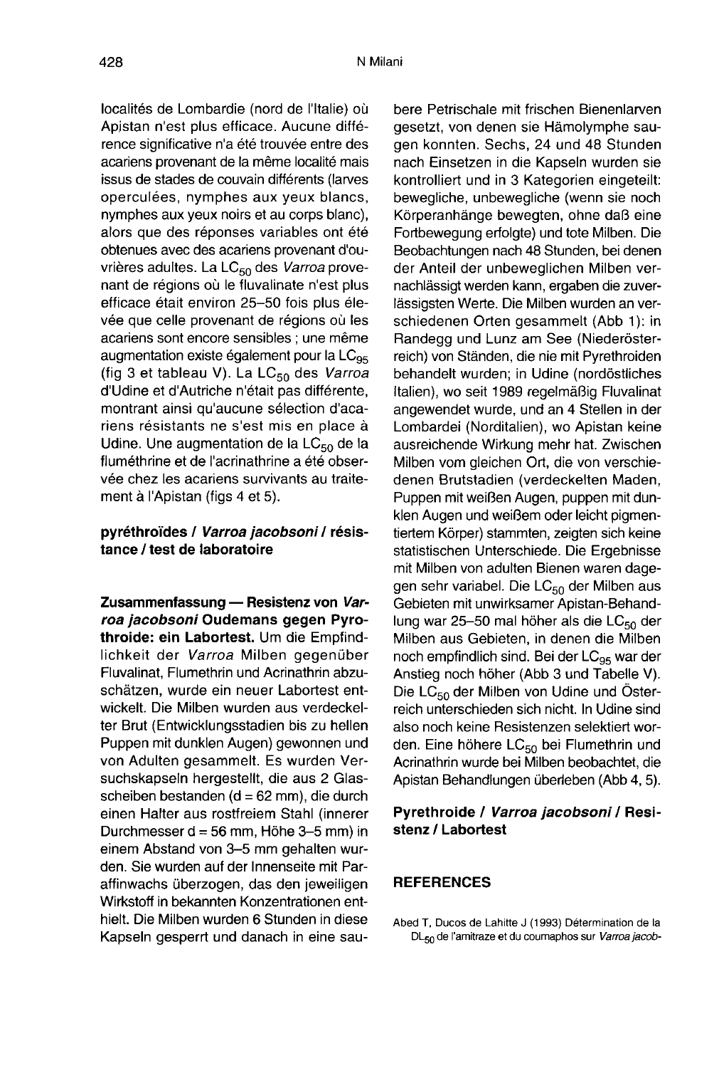localités de Lombardie (nord de l'Italie) où Apistan n'est plus efficace. Aucune différence significative n'a été trouvée entre des acariens provenant de la même localité mais issus de stades de couvain différents (larves operculées, nymphes aux yeux blancs, nymphes aux yeux noirs et au corps blanc), alors que des réponses variables ont été obtenues avec des acariens provenant d'ouvrières adultes. La $LC_{50}$ des *Varroa* provenant de régions où le fluvalinate n'est plus efficace était environ 25–50 fois plus élevée que celle provenant de régions où les acariens sont encore sensibles ; une même augmentation existe également pour la $LC_{95}$ (fig 3 et tableau V). La $LC_{50}$ des *Varroa* d'Udine et d'Autriche n'était pas différente, montrant ainsi qu'aucune sélection d'acariens résistants ne s'est mis en place à Udine. Une augmentation de la $LC_{50}$ de la fluméthrine et de l'acrinathrine a été observée chez les acariens survivants au traitement à l'Apistan (figs 4 et 5).

**pyréthroïdes / *Varroa jacobsoni* / résistance / test de laboratoire**

**Zusammenfassung — Resistenz von *Varroa jacobsoni* Oudemans gegen Pyrothroide: ein Labortest.** Um die Empfindlichkeit der *Varroa* Milben gegenüber Fluvalinat, Flumethrin und Acrinathrin abzuschätzen, wurde ein neuer Labortest entwickelt. Die Milben wurden aus verdeckelter Brut (Entwicklungsstadien bis zu hellen Puppen mit dunklen Augen) gewonnen und von Adulten gesammelt. Es wurden Versuchskapseln hergestellt, die aus 2 Glasscheiben bestanden (d = 62 mm), die durch einen Halter aus rostfreiem Stahl (innerer Durchmesser d = 56 mm, Höhe 3–5 mm) in einem Abstand von 3–5 mm gehalten wurden. Sie wurden auf der Innenseite mit Paraffinwachs überzogen, das den jeweiligen Wirkstoff in bekannten Konzentrationen enthielt. Die Milben wurden 6 Stunden in diese Kapseln gesperrt und danach in eine saubere Petrischale mit frischen Bienenlarven gesetzt, von denen sie Hämolymphe saugen konnten. Sechs, 24 und 48 Stunden nach Einsetzen in die Kapseln wurden sie kontrolliert und in 3 Kategorien eingeteilt: bewegliche, unbewegliche (wenn sie noch Körperanhänge bewegten, ohne daß eine Fortbewegung erfolgte) und tote Milben. Die Beobachtungen nach 48 Stunden, bei denen der Anteil der unbeweglichen Milben vernachlässigt werden kann, ergaben die zuverlässigsten Werte. Die Milben wurden an verschiedenen Orten gesammelt (Abb 1): in Randegg und Lunz am See (Niederösterreich) von Ständen, die nie mit Pyrethroiden behandelt wurden; in Udine (nordöstliches Italien), wo seit 1989 regelmäßig Fluvalinat angewendet wurde, und an 4 Stellen in der Lombardei (Norditalien), wo Apistan keine ausreichende Wirkung mehr hat. Zwischen Milben vom gleichen Ort, die von verschiedenen Brutstadien (verdeckelten Maden, Puppen mit weißen Augen, puppen mit dunklen Augen und weißem oder leicht pigmentiertem Körper) stammten, zeigten sich keine statistischen Unterschiede. Die Ergebnisse mit Milben von adulten Bienen waren dagegen sehr variabel. Die $LC_{50}$ der Milben aus Gebieten mit unwirksamer Apistan-Behandlung war 25–50 mal höher als die $LC_{50}$ der Milben aus Gebieten, in denen die Milben noch empfindlich sind. Bei der $LC_{95}$ war der Anstieg noch höher (Abb 3 und Tabelle V). Die $LC_{50}$ der Milben von Udine und Österreich unterschieden sich nicht. In Udine sind also noch keine Resistenzen selektiert worden. Eine höhere $LC_{50}$ bei Flumethrin und Acrinathrin wurde bei Milben beobachtet, die Apistan Behandlungen überleben (Abb 4, 5).

**Pyrethroide / *Varroa jacobsoni* / Resistenz / Labortest**

## REFERENCES

Abed T, Ducos de Lahitte J (1993) Détermination de la $DL_{50}$ de l'amitraze et du coumaphos sur *Varroa jacob-*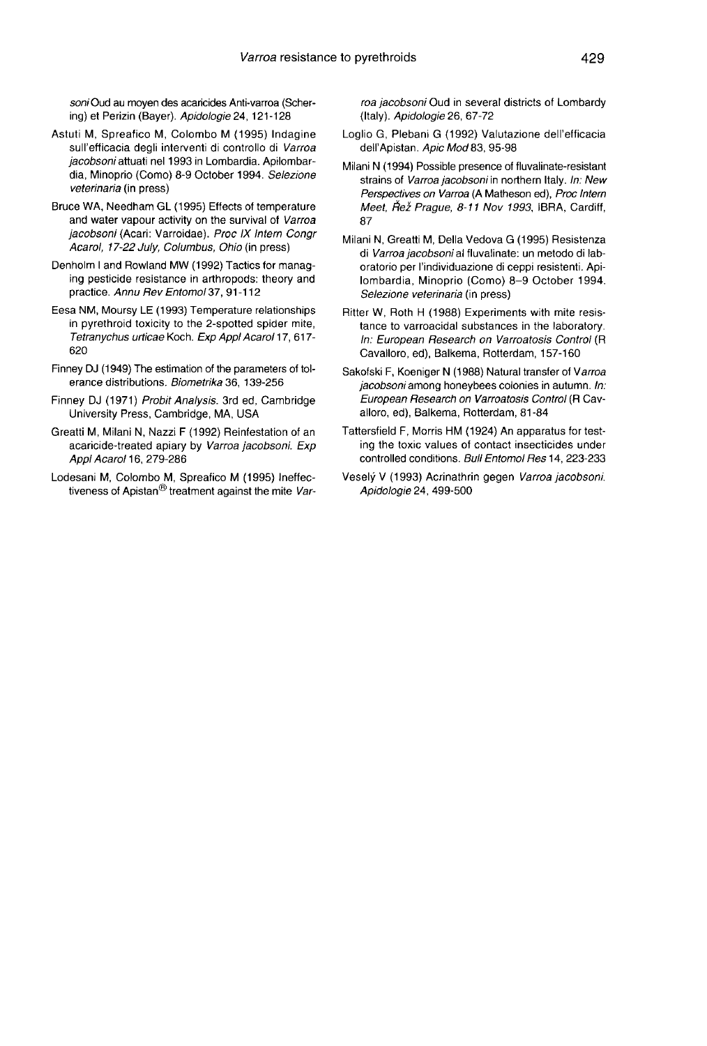*soni* Oud au moyen des acaricides Anti-varroa (Schering) et Perizin (Bayer). *Apidologie* 24, 121-128

Astuti M, Spreafico M, Colombo M (1995) Indagine sull'efficacia degli interventi di controllo di *Varroa jacobsoni* attuati nel 1993 in Lombardia. Apilombardia, Minoprio (Como) 8-9 October 1994. *Selezione veterinaria* (in press)

Bruce WA, Needham GL (1995) Effects of temperature and water vapour activity on the survival of *Varroa jacobsoni* (Acari: Varroidae). *Proc IX Intern Congr Acarol, 17-22 July, Columbus, Ohio* (in press)

Denholm I and Rowland MW (1992) Tactics for managing pesticide resistance in arthropods: theory and practice. *Annu Rev Entomol* 37, 91-112

Eesa NM, Moursy LE (1993) Temperature relationships in pyrethroid toxicity to the 2-spotted spider mite, *Tetranychus urticae* Koch. *Exp Appl Acarol* 17, 617-620

Finney DJ (1949) The estimation of the parameters of tolerance distributions. *Biometrika* 36, 139-256

Finney DJ (1971) *Probit Analysis*. 3rd ed, Cambridge University Press, Cambridge, MA, USA

Greatti M, Milani N, Nazzi F (1992) Reinfestation of an acaricide-treated apiary by *Varroa jacobsoni*. *Exp Appl Acarol* 16, 279-286

Lodesani M, Colombo M, Spreafico M (1995) Ineffectiveness of Apistan® treatment against the mite *Varroa jacobsoni* Oud in several districts of Lombardy (Italy). *Apidologie* 26, 67-72

Loglio G, Plebani G (1992) Valutazione dell'efficacia dell'Apistan. *Apic Mod* 83, 95-98

Milani N (1994) Possible presence of fluvalinate-resistant strains of *Varroa jacobsoni* in northern Italy. *In: New Perspectives on Varroa* (A Matheson ed), *Proc Intern Meet, Řež Prague, 8-11 Nov 1993*, IBRA, Cardiff, 87

Milani N, Greatti M, Della Vedova G (1995) Resistenza di *Varroa jacobsoni* al fluvalinate: un metodo di laboratorio per l'individuazione di ceppi resistenti. Apilombardia, Minoprio (Como) 8–9 October 1994. *Selezione veterinaria* (in press)

Ritter W, Roth H (1988) Experiments with mite resistance to varroacidal substances in the laboratory. *In: European Research on Varroatosis Control* (R Cavalloro, ed), Balkema, Rotterdam, 157-160

Sakofski F, Koeniger N (1988) Natural transfer of *Varroa jacobsoni* among honeybees colonies in autumn. *In: European Research on Varroatosis Control* (R Cavalloro, ed), Balkema, Rotterdam, 81-84

Tattersfield F, Morris HM (1924) An apparatus for testing the toxic values of contact insecticides under controlled conditions. *Bull Entomol Res* 14, 223-233

Veselý V (1993) Acrinathrin gegen *Varroa jacobsoni*. *Apidologie* 24, 499-500